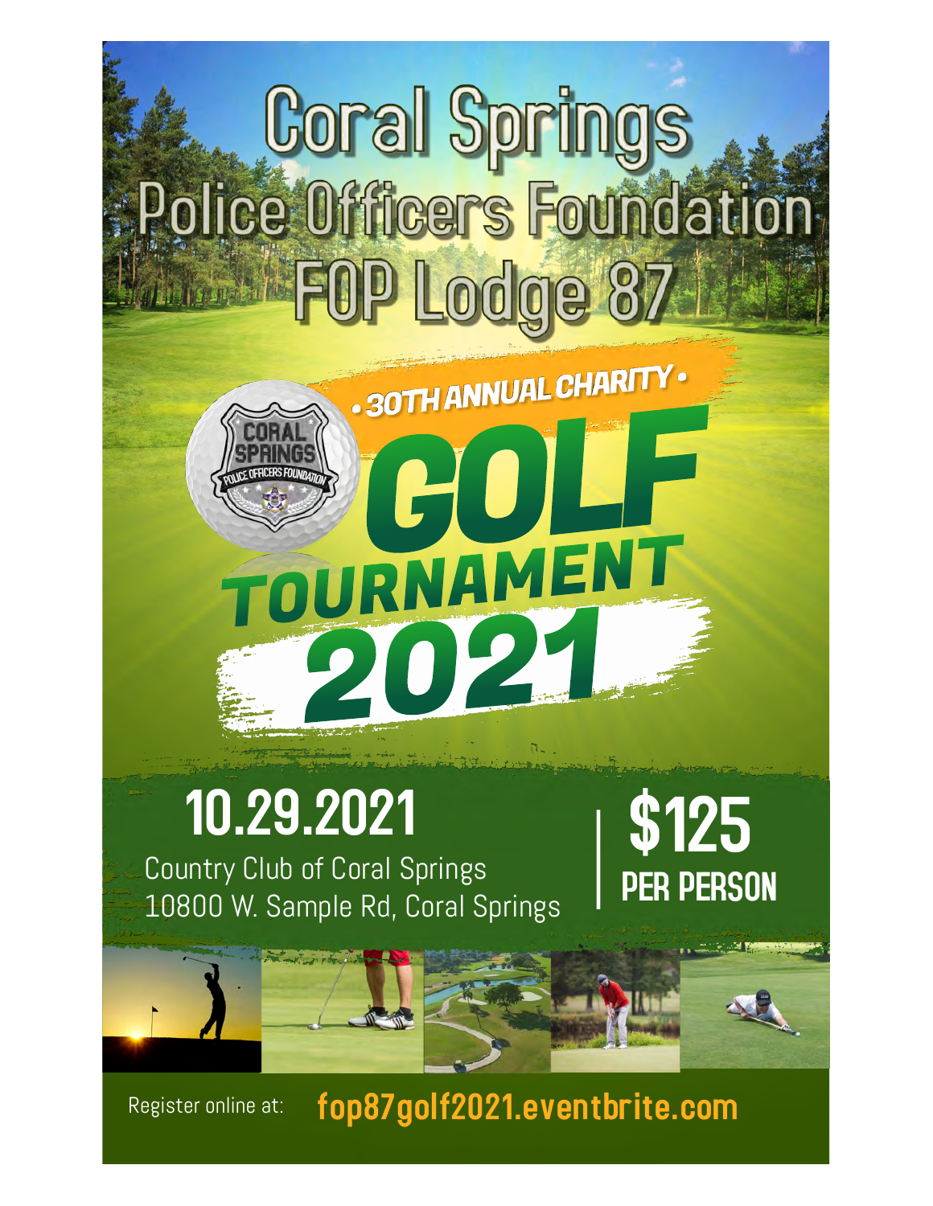# Coral Springs Police Officers Foundation FOP Lodge 87

• 30TH ANNUAL CHARITY •

## GOLF TOURNAMENT 2021

**10.29.2021**

Country Club of Coral Springs
10800 W. Sample Rd, Coral Springs

**$125 PER PERSON**

Register online at: **fop87golf2021.eventbrite.com**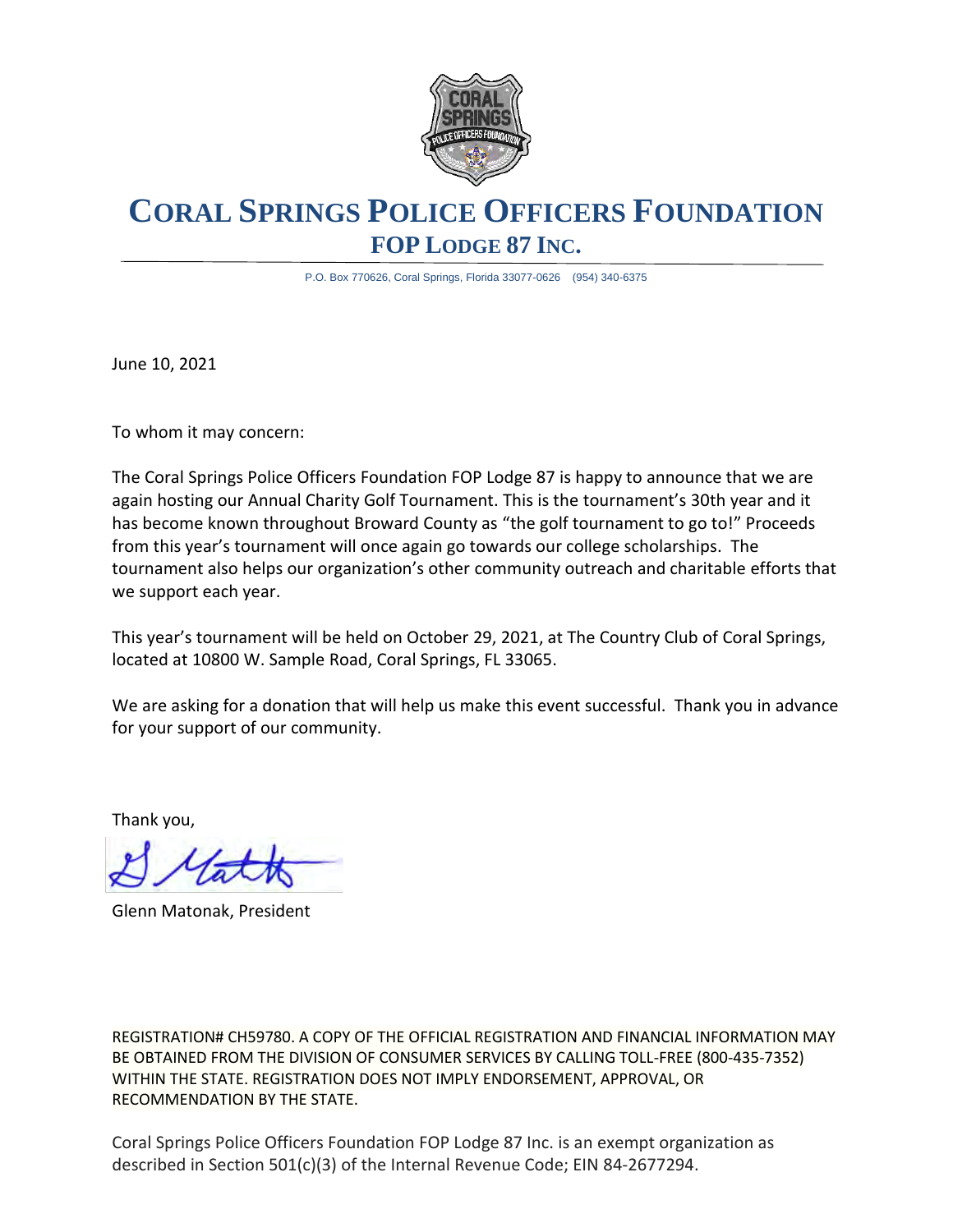# CORAL SPRINGS POLICE OFFICERS FOUNDATION

## FOP LODGE 87 INC.

P.O. Box 770626, Coral Springs, Florida 33077-0626 (954) 340-6375

June 10, 2021

To whom it may concern:

The Coral Springs Police Officers Foundation FOP Lodge 87 is happy to announce that we are again hosting our Annual Charity Golf Tournament. This is the tournament's 30th year and it has become known throughout Broward County as "the golf tournament to go to!" Proceeds from this year's tournament will once again go towards our college scholarships. The tournament also helps our organization's other community outreach and charitable efforts that we support each year.

This year's tournament will be held on October 29, 2021, at The Country Club of Coral Springs, located at 10800 W. Sample Road, Coral Springs, FL 33065.

We are asking for a donation that will help us make this event successful. Thank you in advance for your support of our community.

Thank you,

Glenn Matonak, President

REGISTRATION# CH59780. A COPY OF THE OFFICIAL REGISTRATION AND FINANCIAL INFORMATION MAY BE OBTAINED FROM THE DIVISION OF CONSUMER SERVICES BY CALLING TOLL-FREE (800-435-7352) WITHIN THE STATE. REGISTRATION DOES NOT IMPLY ENDORSEMENT, APPROVAL, OR RECOMMENDATION BY THE STATE.

Coral Springs Police Officers Foundation FOP Lodge 87 Inc. is an exempt organization as described in Section 501(c)(3) of the Internal Revenue Code; EIN 84-2677294.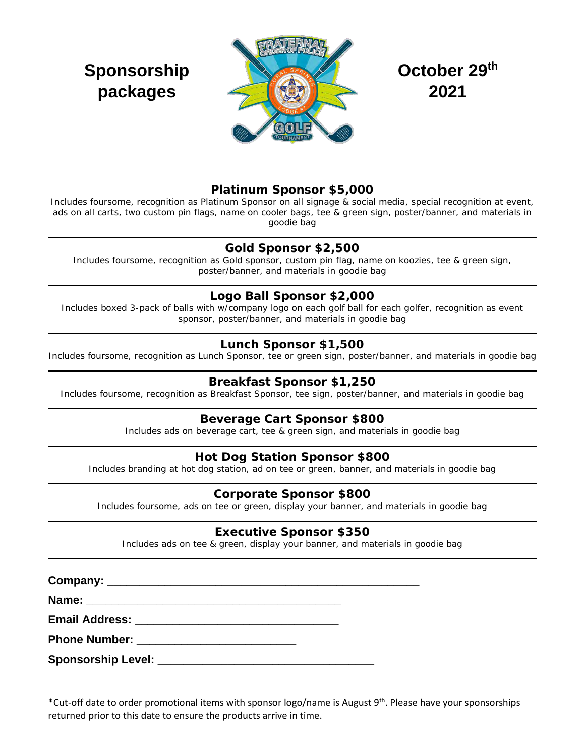# Sponsorship packages

# October 29th 2021

## Platinum Sponsor $5,000

Includes foursome, recognition as Platinum Sponsor on all signage & social media, special recognition at event, ads on all carts, two custom pin flags, name on cooler bags, tee & green sign, poster/banner, and materials in goodie bag

---

## Gold Sponsor $2,500

Includes foursome, recognition as Gold sponsor, custom pin flag, name on koozies, tee & green sign, poster/banner, and materials in goodie bag

---

## Logo Ball Sponsor $2,000

Includes boxed 3-pack of balls with w/company logo on each golf ball for each golfer, recognition as event sponsor, poster/banner, and materials in goodie bag

---

## Lunch Sponsor $1,500

Includes foursome, recognition as Lunch Sponsor, tee or green sign, poster/banner, and materials in goodie bag

---

## Breakfast Sponsor $1,250

Includes foursome, recognition as Breakfast Sponsor, tee sign, poster/banner, and materials in goodie bag

---

## Beverage Cart Sponsor $800

Includes ads on beverage cart, tee & green sign, and materials in goodie bag

---

## Hot Dog Station Sponsor $800

Includes branding at hot dog station, ad on tee or green, banner, and materials in goodie bag

---

## Corporate Sponsor $800

Includes foursome, ads on tee or green, display your banner, and materials in goodie bag

---

## Executive Sponsor $350

Includes ads on tee & green, display your banner, and materials in goodie bag

---

**Company:** ____________________________________________________

**Name:** ________________________________________

**Email Address:** ________________________________

**Phone Number:** _________________________

**Sponsorship Level:** __________________________________

*Cut-off date to order promotional items with sponsor logo/name is August 9th. Please have your sponsorships returned prior to this date to ensure the products arrive in time.